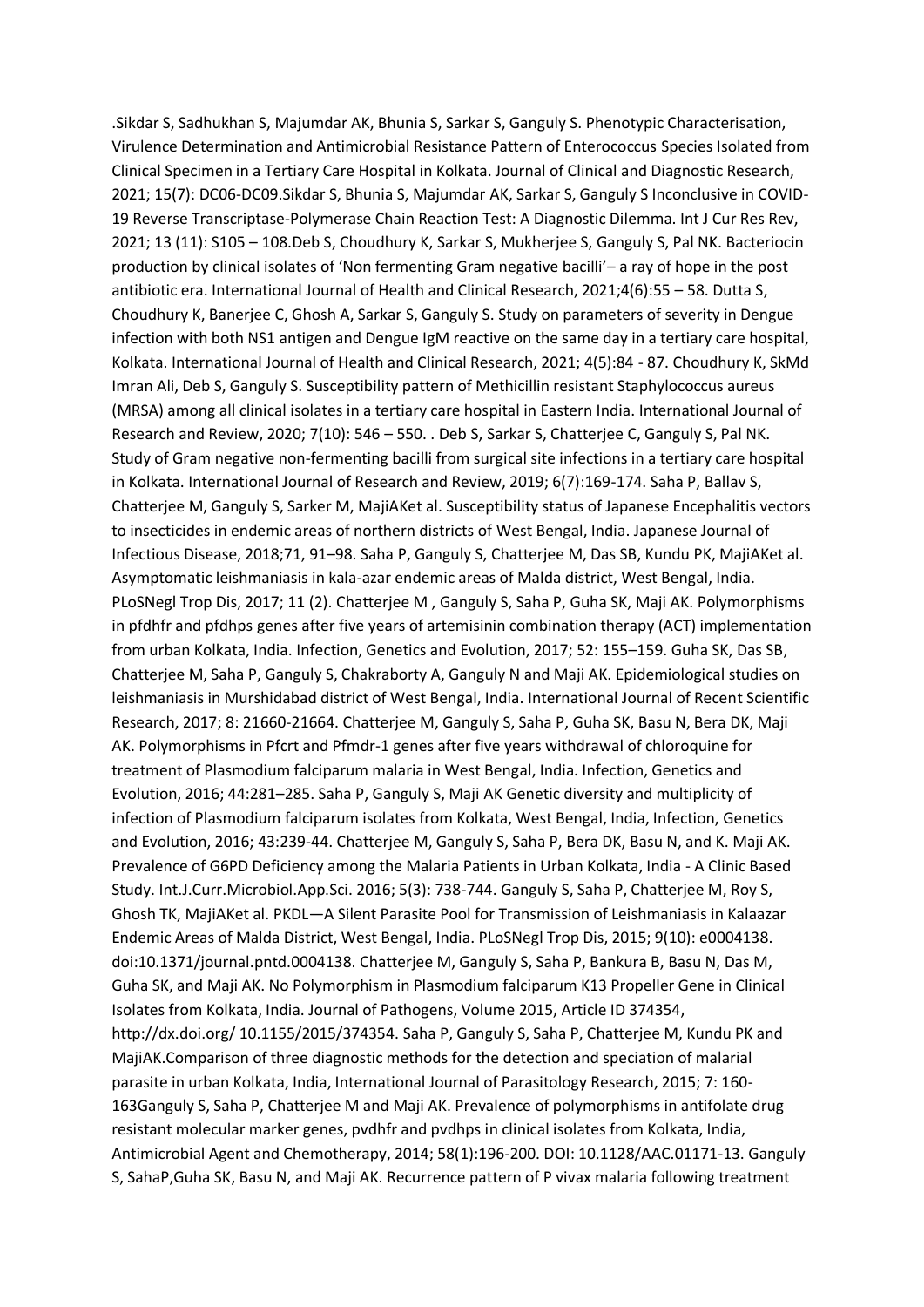.Sikdar S, Sadhukhan S, Majumdar AK, Bhunia S, Sarkar S, Ganguly S. Phenotypic Characterisation, Virulence Determination and Antimicrobial Resistance Pattern of Enterococcus Species Isolated from Clinical Specimen in a Tertiary Care Hospital in Kolkata. Journal of Clinical and Diagnostic Research, 2021; 15(7): DC06-DC09.Sikdar S, Bhunia S, Majumdar AK, Sarkar S, Ganguly S Inconclusive in COVID-19 Reverse Transcriptase-Polymerase Chain Reaction Test: A Diagnostic Dilemma. Int J Cur Res Rev, 2021; 13 (11): S105 – 108.Deb S, Choudhury K, Sarkar S, Mukherjee S, Ganguly S, Pal NK. Bacteriocin production by clinical isolates of 'Non fermenting Gram negative bacilli'– a ray of hope in the post antibiotic era. International Journal of Health and Clinical Research, 2021;4(6):55 – 58. Dutta S, Choudhury K, Banerjee C, Ghosh A, Sarkar S, Ganguly S. Study on parameters of severity in Dengue infection with both NS1 antigen and Dengue IgM reactive on the same day in a tertiary care hospital, Kolkata. International Journal of Health and Clinical Research, 2021; 4(5):84 - 87. Choudhury K, SkMd Imran Ali, Deb S, Ganguly S. Susceptibility pattern of Methicillin resistant Staphylococcus aureus (MRSA) among all clinical isolates in a tertiary care hospital in Eastern India. International Journal of Research and Review, 2020; 7(10): 546 – 550. . Deb S, Sarkar S, Chatterjee C, Ganguly S, Pal NK. Study of Gram negative non-fermenting bacilli from surgical site infections in a tertiary care hospital in Kolkata. International Journal of Research and Review, 2019; 6(7):169-174. Saha P, Ballav S, Chatterjee M, Ganguly S, Sarker M, MajiAKet al. Susceptibility status of Japanese Encephalitis vectors to insecticides in endemic areas of northern districts of West Bengal, India. Japanese Journal of Infectious Disease, 2018;71, 91–98. Saha P, Ganguly S, Chatterjee M, Das SB, Kundu PK, MajiAKet al. Asymptomatic leishmaniasis in kala-azar endemic areas of Malda district, West Bengal, India. PLoSNegl Trop Dis, 2017; 11 (2). Chatterjee M , Ganguly S, Saha P, Guha SK, Maji AK. Polymorphisms in pfdhfr and pfdhps genes after five years of artemisinin combination therapy (ACT) implementation from urban Kolkata, India. Infection, Genetics and Evolution, 2017; 52: 155–159. Guha SK, Das SB, Chatterjee M, Saha P, Ganguly S, Chakraborty A, Ganguly N and Maji AK. Epidemiological studies on leishmaniasis in Murshidabad district of West Bengal, India. International Journal of Recent Scientific Research, 2017; 8: 21660-21664. Chatterjee M, Ganguly S, Saha P, Guha SK, Basu N, Bera DK, Maji AK. Polymorphisms in Pfcrt and Pfmdr-1 genes after five years withdrawal of chloroquine for treatment of Plasmodium falciparum malaria in West Bengal, India. Infection, Genetics and Evolution, 2016; 44:281–285. Saha P, Ganguly S, Maji AK Genetic diversity and multiplicity of infection of Plasmodium falciparum isolates from Kolkata, West Bengal, India, Infection, Genetics and Evolution, 2016; 43:239-44. Chatterjee M, Ganguly S, Saha P, Bera DK, Basu N, and K. Maji AK. Prevalence of G6PD Deficiency among the Malaria Patients in Urban Kolkata, India - A Clinic Based Study. Int.J.Curr.Microbiol.App.Sci. 2016; 5(3): 738-744. Ganguly S, Saha P, Chatterjee M, Roy S, Ghosh TK, MajiAKet al. PKDL—A Silent Parasite Pool for Transmission of Leishmaniasis in Kalaazar Endemic Areas of Malda District, West Bengal, India. PLoSNegl Trop Dis, 2015; 9(10): e0004138. doi:10.1371/journal.pntd.0004138. Chatterjee M, Ganguly S, Saha P, Bankura B, Basu N, Das M, Guha SK, and Maji AK. No Polymorphism in Plasmodium falciparum K13 Propeller Gene in Clinical Isolates from Kolkata, India. Journal of Pathogens, Volume 2015, Article ID 374354, http://dx.doi.org/ 10.1155/2015/374354. Saha P, Ganguly S, Saha P, Chatterjee M, Kundu PK and MajiAK.Comparison of three diagnostic methods for the detection and speciation of malarial parasite in urban Kolkata, India, International Journal of Parasitology Research, 2015; 7: 160-163Ganguly S, Saha P, Chatterjee M and Maji AK. Prevalence of polymorphisms in antifolate drug resistant molecular marker genes, pvdhfr and pvdhps in clinical isolates from Kolkata, India, Antimicrobial Agent and Chemotherapy, 2014; 58(1):196-200. DOI: 10.1128/AAC.01171-13. Ganguly S, SahaP,Guha SK, Basu N, and Maji AK. Recurrence pattern of P vivax malaria following treatment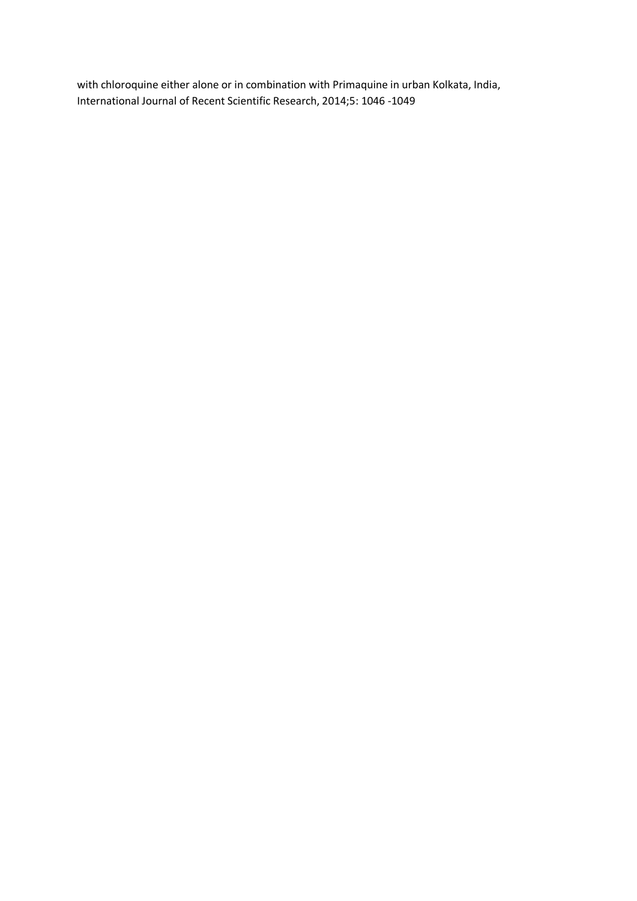with chloroquine either alone or in combination with Primaquine in urban Kolkata, India, International Journal of Recent Scientific Research, 2014;5: 1046 -1049